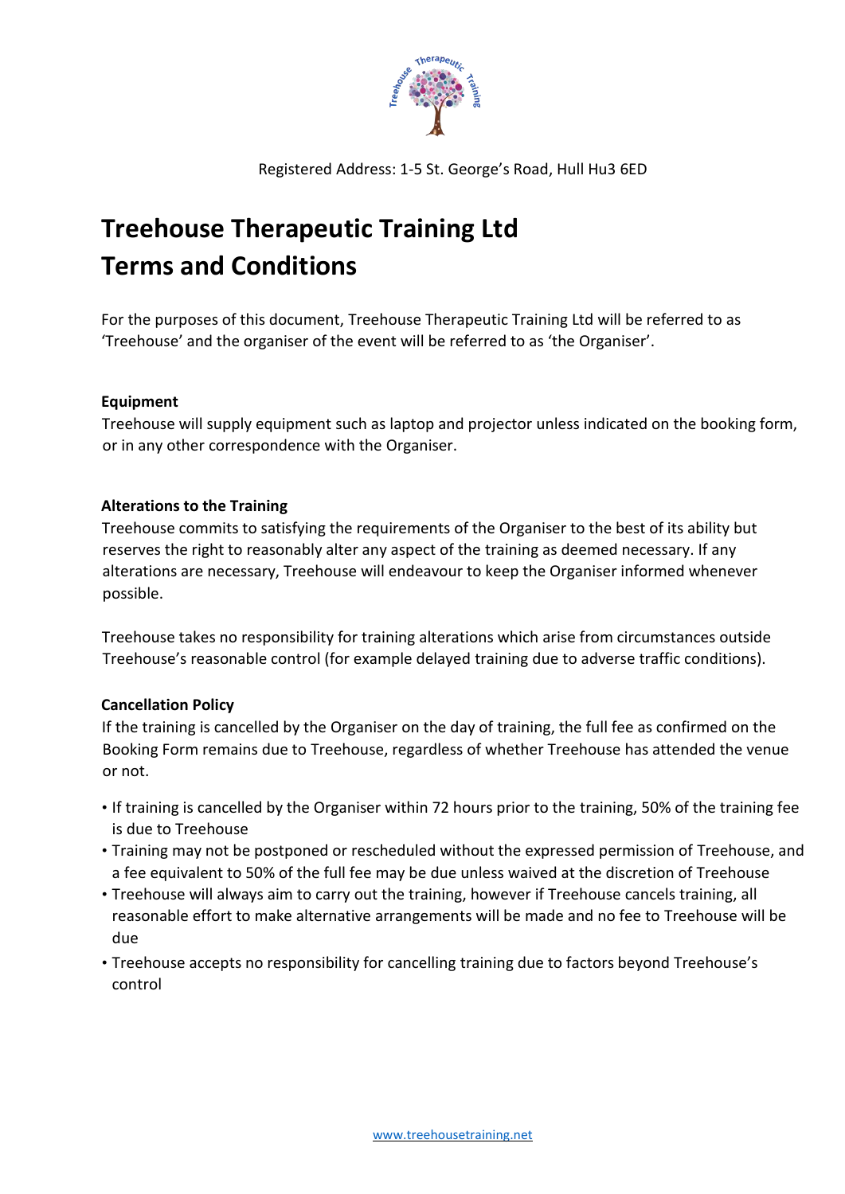Registered Address: 1-5 St. George's Road, Hull Hu3 6ED

# Treehouse Therapeutic Training Ltd
# Terms and Conditions

For the purposes of this document, Treehouse Therapeutic Training Ltd will be referred to as 'Treehouse' and the organiser of the event will be referred to as 'the Organiser'.

**Equipment**

Treehouse will supply equipment such as laptop and projector unless indicated on the booking form, or in any other correspondence with the Organiser.

**Alterations to the Training**

Treehouse commits to satisfying the requirements of the Organiser to the best of its ability but reserves the right to reasonably alter any aspect of the training as deemed necessary. If any alterations are necessary, Treehouse will endeavour to keep the Organiser informed whenever possible.

Treehouse takes no responsibility for training alterations which arise from circumstances outside Treehouse's reasonable control (for example delayed training due to adverse traffic conditions).

**Cancellation Policy**

If the training is cancelled by the Organiser on the day of training, the full fee as confirmed on the Booking Form remains due to Treehouse, regardless of whether Treehouse has attended the venue or not.

- If training is cancelled by the Organiser within 72 hours prior to the training, 50% of the training fee is due to Treehouse
- Training may not be postponed or rescheduled without the expressed permission of Treehouse, and a fee equivalent to 50% of the full fee may be due unless waived at the discretion of Treehouse
- Treehouse will always aim to carry out the training, however if Treehouse cancels training, all reasonable effort to make alternative arrangements will be made and no fee to Treehouse will be due
- Treehouse accepts no responsibility for cancelling training due to factors beyond Treehouse's control

www.treehousetraining.net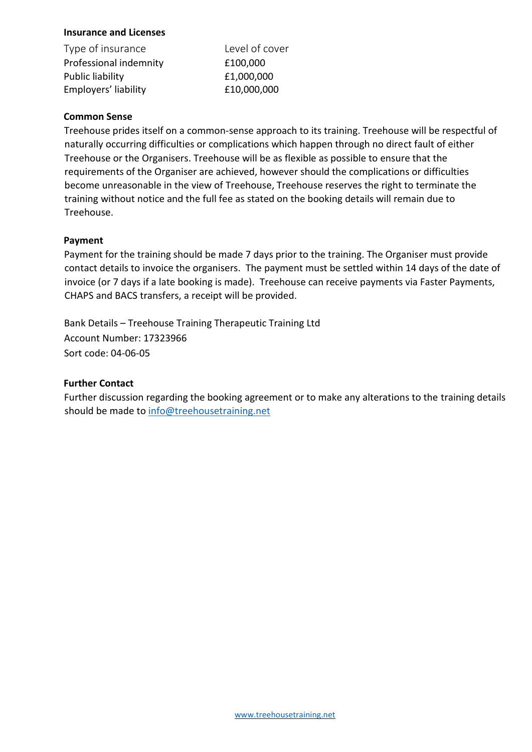**Insurance and Licenses**

| Type of insurance | Level of cover |
|---|---|
| Professional indemnity | £100,000 |
| Public liability | £1,000,000 |
| Employers' liability | £10,000,000 |

**Common Sense**

Treehouse prides itself on a common-sense approach to its training. Treehouse will be respectful of naturally occurring difficulties or complications which happen through no direct fault of either Treehouse or the Organisers. Treehouse will be as flexible as possible to ensure that the requirements of the Organiser are achieved, however should the complications or difficulties become unreasonable in the view of Treehouse, Treehouse reserves the right to terminate the training without notice and the full fee as stated on the booking details will remain due to Treehouse.

**Payment**

Payment for the training should be made 7 days prior to the training. The Organiser must provide contact details to invoice the organisers. The payment must be settled within 14 days of the date of invoice (or 7 days if a late booking is made). Treehouse can receive payments via Faster Payments, CHAPS and BACS transfers, a receipt will be provided.

Bank Details – Treehouse Training Therapeutic Training Ltd
Account Number: 17323966
Sort code: 04-06-05

**Further Contact**

Further discussion regarding the booking agreement or to make any alterations to the training details should be made to info@treehousetraining.net